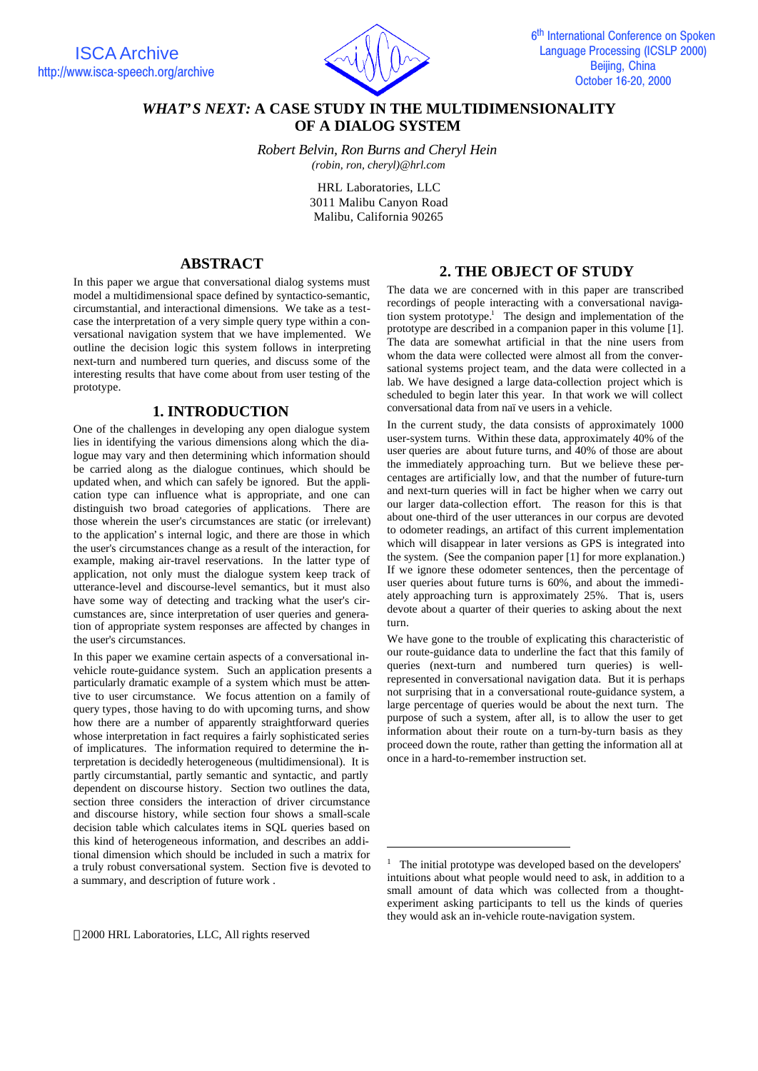# *WHAT'S NEXT:* A CASE STUDY IN THE MULTIDIMENSIONALITY OF A DIALOG SYSTEM

*Robert Belvin, Ron Burns and Cheryl Hein*

*(robin, ron, cheryl)@hrl.com*

HRL Laboratories, LLC
3011 Malibu Canyon Road
Malibu, California 90265

## ABSTRACT

In this paper we argue that conversational dialog systems must model a multidimensional space defined by syntactico-semantic, circumstantial, and interactional dimensions. We take as a test-case the interpretation of a very simple query type within a conversational navigation system that we have implemented. We outline the decision logic this system follows in interpreting next-turn and numbered turn queries, and discuss some of the interesting results that have come about from user testing of the prototype.

## 1. INTRODUCTION

One of the challenges in developing any open dialogue system lies in identifying the various dimensions along which the dialogue may vary and then determining which information should be carried along as the dialogue continues, which should be updated when, and which can safely be ignored. But the application type can influence what is appropriate, and one can distinguish two broad categories of applications. There are those wherein the user's circumstances are static (or irrelevant) to the application's internal logic, and there are those in which the user's circumstances change as a result of the interaction, for example, making air-travel reservations. In the latter type of application, not only must the dialogue system keep track of utterance-level and discourse-level semantics, but it must also have some way of detecting and tracking what the user's circumstances are, since interpretation of user queries and generation of appropriate system responses are affected by changes in the user's circumstances.

In this paper we examine certain aspects of a conversational in-vehicle route-guidance system. Such an application presents a particularly dramatic example of a system which must be attentive to user circumstance. We focus attention on a family of query types, those having to do with upcoming turns, and show how there are a number of apparently straightforward queries whose interpretation in fact requires a fairly sophisticated series of implicatures. The information required to determine the interpretation is decidedly heterogeneous (multidimensional). It is partly circumstantial, partly semantic and syntactic, and partly dependent on discourse history. Section two outlines the data, section three considers the interaction of driver circumstance and discourse history, while section four shows a small-scale decision table which calculates items in SQL queries based on this kind of heterogeneous information, and describes an additional dimension which should be included in such a matrix for a truly robust conversational system. Section five is devoted to a summary, and description of future work .

## 2. THE OBJECT OF STUDY

The data we are concerned with in this paper are transcribed recordings of people interacting with a conversational navigation system prototype.[1] The design and implementation of the prototype are described in a companion paper in this volume [1]. The data are somewhat artificial in that the nine users from whom the data were collected were almost all from the conversational systems project team, and the data were collected in a lab. We have designed a large data-collection project which is scheduled to begin later this year. In that work we will collect conversational data from naïve users in a vehicle.

In the current study, the data consists of approximately 1000 user-system turns. Within these data, approximately 40% of the user queries are about future turns, and 40% of those are about the immediately approaching turn. But we believe these percentages are artificially low, and that the number of future-turn and next-turn queries will in fact be higher when we carry out our larger data-collection effort. The reason for this is that about one-third of the user utterances in our corpus are devoted to odometer readings, an artifact of this current implementation which will disappear in later versions as GPS is integrated into the system. (See the companion paper [1] for more explanation.) If we ignore these odometer sentences, then the percentage of user queries about future turns is 60%, and about the immediately approaching turn is approximately 25%. That is, users devote about a quarter of their queries to asking about the next turn.

We have gone to the trouble of explicating this characteristic of our route-guidance data to underline the fact that this family of queries (next-turn and numbered turn queries) is well-represented in conversational navigation data. But it is perhaps not surprising that in a conversational route-guidance system, a large percentage of queries would be about the next turn. The purpose of such a system, after all, is to allow the user to get information about their route on a turn-by-turn basis as they proceed down the route, rather than getting the information all at once in a hard-to-remember instruction set.

[1] The initial prototype was developed based on the developers' intuitions about what people would need to ask, in addition to a small amount of data which was collected from a thought-experiment asking participants to tell us the kinds of queries they would ask an in-vehicle route-navigation system.

©2000 HRL Laboratories, LLC, All rights reserved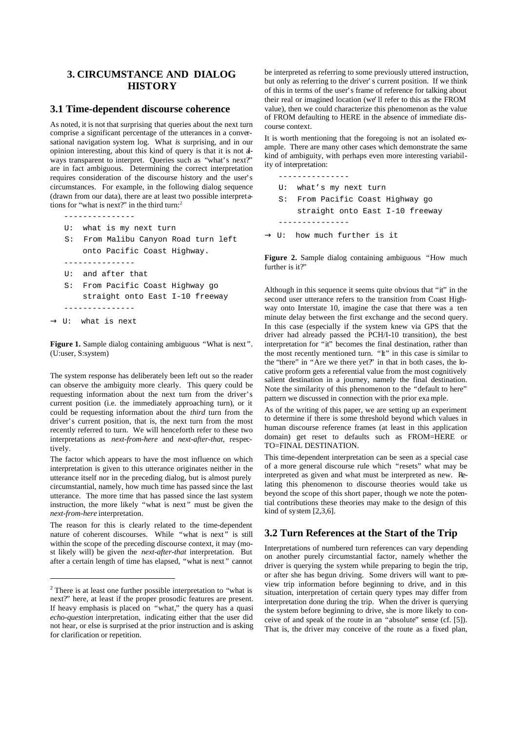## 3. CIRCUMSTANCE AND DIALOG HISTORY

### 3.1 Time-dependent discourse coherence

As noted, it is not that surprising that queries about the next turn comprise a significant percentage of the utterances in a conversational navigation system log. What *is* surprising, and in our opinion interesting, about this kind of query is that it is not always transparent to interpret. Queries such as "what's next?" are in fact ambiguous. Determining the correct interpretation requires consideration of the discourse history and the user's circumstances. For example, in the following dialog sequence (drawn from our data), there are at least two possible interpretations for "what is next?" in the third turn:[2]

```
   ---------------
   U:  what is my next turn
   S:  From Malibu Canyon Road turn left
       onto Pacific Coast Highway.
   ---------------
   U:  and after that
   S:  From Pacific Coast Highway go
       straight onto East I-10 freeway
   ---------------
→ U:  what is next
```

**Figure 1.** Sample dialog containing ambiguous "What is next". (U:user, S:system)

The system response has deliberately been left out so the reader can observe the ambiguity more clearly. This query could be requesting information about the next turn from the driver's current position (i.e. the immediately approaching turn), or it could be requesting information about the *third* turn from the driver's current position, that is, the next turn from the most recently referred to turn. We will henceforth refer to these two interpretations as *next-from-here* and *next-after-that*, respectively.

The factor which appears to have the most influence on which interpretation is given to this utterance originates neither in the utterance itself nor in the preceding dialog, but is almost purely circumstantial, namely, how much time has passed since the last utterance. The more time that has passed since the last system instruction, the more likely "what is next" must be given the *next-from-here* interpretation.

The reason for this is clearly related to the time-dependent nature of coherent discourses. While "what is next" is still within the scope of the preceding discourse context, it may (most likely will) be given the *next-after-that* interpretation. But after a certain length of time has elapsed, "what is next" cannot be interpreted as referring to some previously uttered instruction, but only as referring to the driver's current position. If we think of this in terms of the user's frame of reference for talking about their real or imagined location (we'll refer to this as the FROM value), then we could characterize this phenomenon as the value of FROM defaulting to HERE in the absence of immediate discourse context.

It is worth mentioning that the foregoing is not an isolated example. There are many other cases which demonstrate the same kind of ambiguity, with perhaps even more interesting variability of interpretation:

```
   ---------------
   U:  what's my next turn
   S:  From Pacific Coast Highway go
       straight onto East I-10 freeway
   ---------------
→ U:  how much further is it
```

**Figure 2.** Sample dialog containing ambiguous "How much further is it?"

Although in this sequence it seems quite obvious that "it" in the second user utterance refers to the transition from Coast Highway onto Interstate 10, imagine the case that there was a ten minute delay between the first exchange and the second query. In this case (especially if the system knew via GPS that the driver had already passed the PCH/I-10 transition), the best interpretation for "it" becomes the final destination, rather than the most recently mentioned turn. "It" in this case is similar to the "there" in "Are we there yet?" in that in both cases, the locative proform gets a referential value from the most cognitively salient destination in a journey, namely the final destination. Note the similarity of this phenomenon to the "default to here" pattern we discussed in connection with the prior example.

As of the writing of this paper, we are setting up an experiment to determine if there is some threshold beyond which values in human discourse reference frames (at least in this application domain) get reset to defaults such as FROM=HERE or TO=FINAL DESTINATION.

This time-dependent interpretation can be seen as a special case of a more general discourse rule which "resets" what may be interpreted as given and what must be interpreted as new. Relating this phenomenon to discourse theories would take us beyond the scope of this short paper, though we note the potential contributions these theories may make to the design of this kind of system [2,3,6].

### 3.2 Turn References at the Start of the Trip

Interpretations of numbered turn references can vary depending on another purely circumstantial factor, namely whether the driver is querying the system while preparing to begin the trip, or after she has begun driving. Some drivers will want to preview trip information before beginning to drive, and in this situation, interpretation of certain query types may differ from interpretation done during the trip. When the driver is querying the system before beginning to drive, she is more likely to conceive of and speak of the route in an "absolute" sense (cf. [5]). That is, the driver may conceive of the route as a fixed plan,

[2] There is at least one further possible interpretation to "what is next?" here, at least if the proper prosodic features are present. If heavy emphasis is placed on "what," the query has a quasi *echo-question* interpretation, indicating either that the user did not hear, or else is surprised at the prior instruction and is asking for clarification or repetition.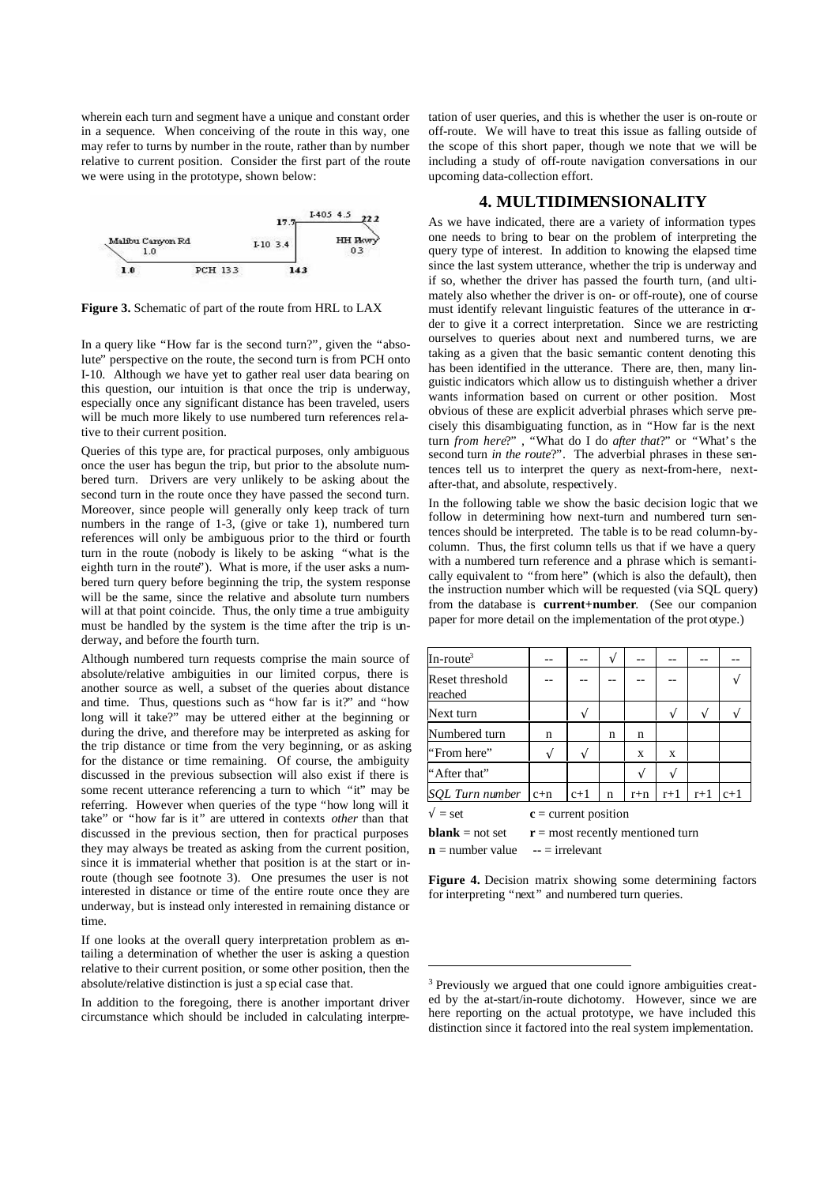wherein each turn and segment have a unique and constant order in a sequence. When conceiving of the route in this way, one may refer to turns by number in the route, rather than by number relative to current position. Consider the first part of the route we were using in the prototype, shown below:

Malibu Canyon Rd
1.0
1.0
PCH 13.3
14.3
I-10 3.4
17.7
I-405 4.5
22.2
HH Pkwy
0.3

**Figure 3.** Schematic of part of the route from HRL to LAX

In a query like "How far is the second turn?", given the "absolute" perspective on the route, the second turn is from PCH onto I-10. Although we have yet to gather real user data bearing on this question, our intuition is that once the trip is underway, especially once any significant distance has been traveled, users will be much more likely to use numbered turn references relative to their current position.

Queries of this type are, for practical purposes, only ambiguous once the user has begun the trip, but prior to the absolute numbered turn. Drivers are very unlikely to be asking about the second turn in the route once they have passed the second turn. Moreover, since people will generally only keep track of turn numbers in the range of 1-3, (give or take 1), numbered turn references will only be ambiguous prior to the third or fourth turn in the route (nobody is likely to be asking "what is the eighth turn in the route"). What is more, if the user asks a numbered turn query before beginning the trip, the system response will be the same, since the relative and absolute turn numbers will at that point coincide. Thus, the only time a true ambiguity must be handled by the system is the time after the trip is underway, and before the fourth turn.

Although numbered turn requests comprise the main source of absolute/relative ambiguities in our limited corpus, there is another source as well, a subset of the queries about distance and time. Thus, questions such as "how far is it?" and "how long will it take?" may be uttered either at the beginning or during the drive, and therefore may be interpreted as asking for the trip distance or time from the very beginning, or as asking for the distance or time remaining. Of course, the ambiguity discussed in the previous subsection will also exist if there is some recent utterance referencing a turn to which "it" may be referring. However when queries of the type "how long will it take" or "how far is it" are uttered in contexts *other* than that discussed in the previous section, then for practical purposes they may always be treated as asking from the current position, since it is immaterial whether that position is at the start or in-route (though see footnote 3). One presumes the user is not interested in distance or time of the entire route once they are underway, but is instead only interested in remaining distance or time.

If one looks at the overall query interpretation problem as entailing a determination of whether the user is asking a question relative to their current position, or some other position, then the absolute/relative distinction is just a special case that.

In addition to the foregoing, there is another important driver circumstance which should be included in calculating interpretation of user queries, and this is whether the user is on-route or off-route. We will have to treat this issue as falling outside of the scope of this short paper, though we note that we will be including a study of off-route navigation conversations in our upcoming data-collection effort.

## 4. MULTIDIMENSIONALITY

As we have indicated, there are a variety of information types one needs to bring to bear on the problem of interpreting the query type of interest. In addition to knowing the elapsed time since the last system utterance, whether the trip is underway and if so, whether the driver has passed the fourth turn, (and ultimately also whether the driver is on- or off-route), one of course must identify relevant linguistic features of the utterance in order to give it a correct interpretation. Since we are restricting ourselves to queries about next and numbered turns, we are taking as a given that the basic semantic content denoting this has been identified in the utterance. There are, then, many linguistic indicators which allow us to distinguish whether a driver wants information based on current or other position. Most obvious of these are explicit adverbial phrases which serve precisely this disambiguating function, as in "How far is the next turn *from here*?", "What do I do *after that*?" or "What's the second turn *in the route*?". The adverbial phrases in these sentences tell us to interpret the query as next-from-here, next-after-that, and absolute, respectively.

In the following table we show the basic decision logic that we follow in determining how next-turn and numbered turn sentences should be interpreted. The table is to be read column-by-column. Thus, the first column tells us that if we have a query with a numbered turn reference and a phrase which is semantically equivalent to "from here" (which is also the default), then the instruction number which will be requested (via SQL query) from the database is **current+number**. (See our companion paper for more detail on the implementation of the prototype.)

| | | | | | | | |
|---|---|---|---|---|---|---|---|
| In-route[3] | -- | -- | √ | -- | -- | -- | -- |
| Reset threshold reached | -- | -- | -- | -- | -- | | √ |
| Next turn | | √ | | | √ | √ | √ |
| Numbered turn | n | | n | n | | | |
| "From here" | √ | √ | | x | x | | |
| "After that" | | | | √ | √ | | |
| *SQL Turn number* | c+n | c+1 | n | r+n | r+1 | r+1 | c+1 |

√ = set  **c** = current position

**blank** = not set  **r** = most recently mentioned turn

**n** = number value  **--** = irrelevant

**Figure 4.** Decision matrix showing some determining factors for interpreting "next" and numbered turn queries.

[3] Previously we argued that one could ignore ambiguities created by the at-start/in-route dichotomy. However, since we are here reporting on the actual prototype, we have included this distinction since it factored into the real system implementation.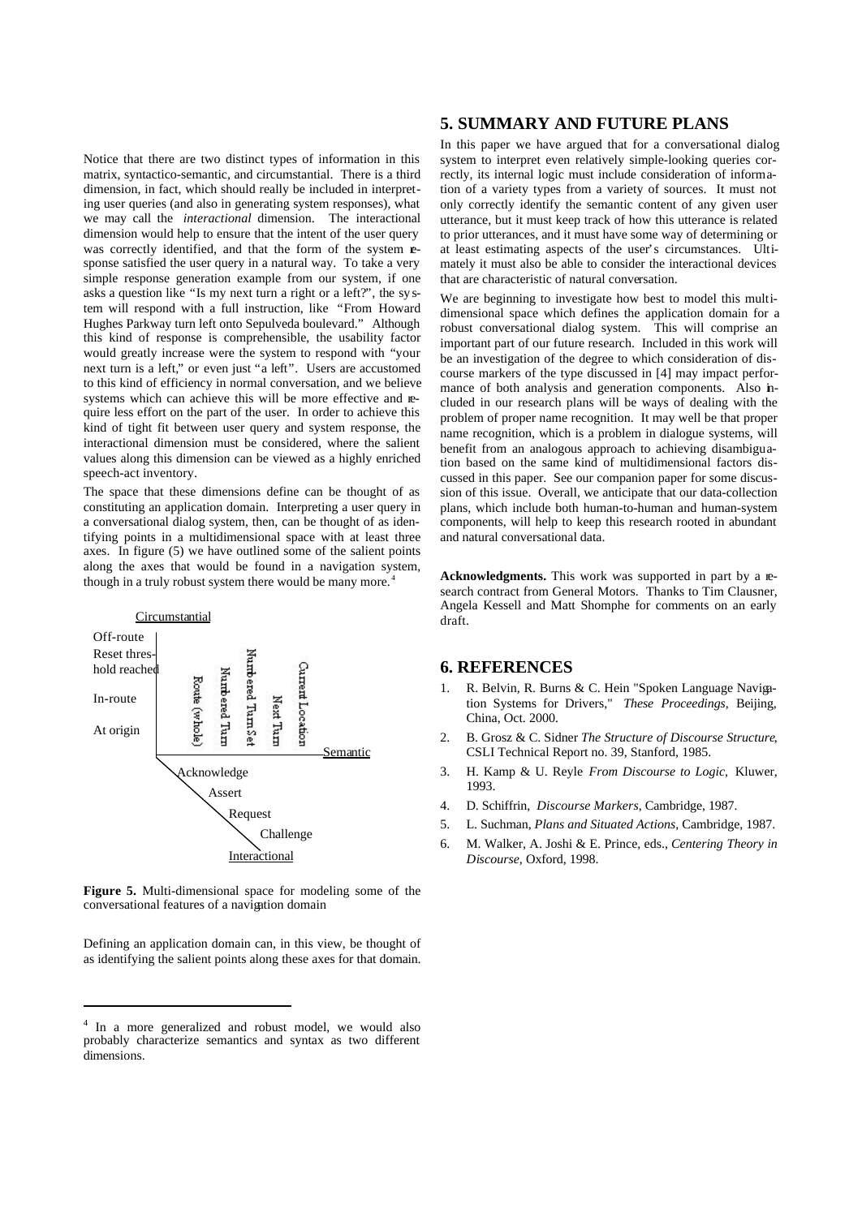Notice that there are two distinct types of information in this matrix, syntactico-semantic, and circumstantial. There is a third dimension, in fact, which should really be included in interpreting user queries (and also in generating system responses), what we may call the *interactional* dimension. The interactional dimension would help to ensure that the intent of the user query was correctly identified, and that the form of the system response satisfied the user query in a natural way. To take a very simple response generation example from our system, if one asks a question like "Is my next turn a right or a left?", the system will respond with a full instruction, like "From Howard Hughes Parkway turn left onto Sepulveda boulevard." Although this kind of response is comprehensible, the usability factor would greatly increase were the system to respond with "your next turn is a left," or even just "a left". Users are accustomed to this kind of efficiency in normal conversation, and we believe systems which can achieve this will be more effective and require less effort on the part of the user. In order to achieve this kind of tight fit between user query and system response, the interactional dimension must be considered, where the salient values along this dimension can be viewed as a highly enriched speech-act inventory.

The space that these dimensions define can be thought of as constituting an application domain. Interpreting a user query in a conversational dialog system, then, can be thought of as identifying points in a multidimensional space with at least three axes. In figure (5) we have outlined some of the salient points along the axes that would be found in a navigation system, though in a truly robust system there would be many more.[4]

Circumstantial

Off-route
Reset threshold reached
In-route
At origin

Route (whole)
Numbered Turn
Numbered Turn Set
Next Turn
Current Location

Semantic

Acknowledge
Assert
Request
Challenge

Interactional

**Figure 5.** Multi-dimensional space for modeling some of the conversational features of a navigation domain

Defining an application domain can, in this view, be thought of as identifying the salient points along these axes for that domain.

[4] In a more generalized and robust model, we would also probably characterize semantics and syntax as two different dimensions.

## 5. SUMMARY AND FUTURE PLANS

In this paper we have argued that for a conversational dialog system to interpret even relatively simple-looking queries correctly, its internal logic must include consideration of information of a variety types from a variety of sources. It must not only correctly identify the semantic content of any given user utterance, but it must keep track of how this utterance is related to prior utterances, and it must have some way of determining or at least estimating aspects of the user's circumstances. Ultimately it must also be able to consider the interactional devices that are characteristic of natural conversation.

We are beginning to investigate how best to model this multidimensional space which defines the application domain for a robust conversational dialog system. This will comprise an important part of our future research. Included in this work will be an investigation of the degree to which consideration of discourse markers of the type discussed in [4] may impact performance of both analysis and generation components. Also included in our research plans will be ways of dealing with the problem of proper name recognition. It may well be that proper name recognition, which is a problem in dialogue systems, will benefit from an analogous approach to achieving disambiguation based on the same kind of multidimensional factors discussed in this paper. See our companion paper for some discussion of this issue. Overall, we anticipate that our data-collection plans, which include both human-to-human and human-system components, will help to keep this research rooted in abundant and natural conversational data.

**Acknowledgments.** This work was supported in part by a research contract from General Motors. Thanks to Tim Clausner, Angela Kessell and Matt Shomphe for comments on an early draft.

## 6. REFERENCES

1. R. Belvin, R. Burns & C. Hein "Spoken Language Navigation Systems for Drivers," *These Proceedings*, Beijing, China, Oct. 2000.
2. B. Grosz & C. Sidner *The Structure of Discourse Structure*, CSLI Technical Report no. 39, Stanford, 1985.
3. H. Kamp & U. Reyle *From Discourse to Logic*, Kluwer, 1993.
4. D. Schiffrin, *Discourse Markers*, Cambridge, 1987.
5. L. Suchman, *Plans and Situated Actions*, Cambridge, 1987.
6. M. Walker, A. Joshi & E. Prince, eds., *Centering Theory in Discourse*, Oxford, 1998.